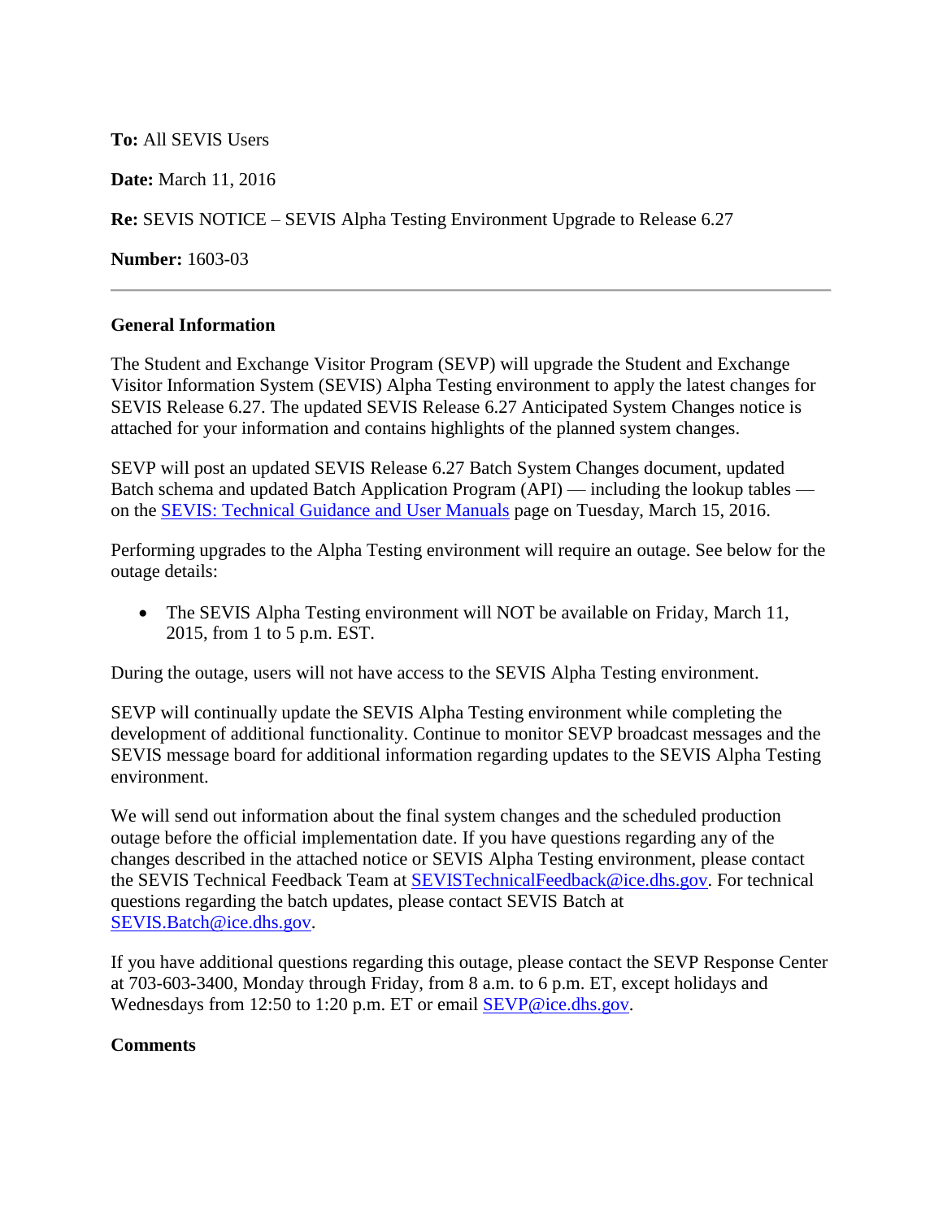**To:** All SEVIS Users

**Date:** March 11, 2016

**Re:** SEVIS NOTICE – SEVIS Alpha Testing Environment Upgrade to Release 6.27

**Number:** 1603-03

---

**General Information**

The Student and Exchange Visitor Program (SEVP) will upgrade the Student and Exchange Visitor Information System (SEVIS) Alpha Testing environment to apply the latest changes for SEVIS Release 6.27. The updated SEVIS Release 6.27 Anticipated System Changes notice is attached for your information and contains highlights of the planned system changes.

SEVP will post an updated SEVIS Release 6.27 Batch System Changes document, updated Batch schema and updated Batch Application Program (API) — including the lookup tables — on the [SEVIS: Technical Guidance and User Manuals](#) page on Tuesday, March 15, 2016.

Performing upgrades to the Alpha Testing environment will require an outage. See below for the outage details:

- The SEVIS Alpha Testing environment will NOT be available on Friday, March 11, 2015, from 1 to 5 p.m. EST.

During the outage, users will not have access to the SEVIS Alpha Testing environment.

SEVP will continually update the SEVIS Alpha Testing environment while completing the development of additional functionality. Continue to monitor SEVP broadcast messages and the SEVIS message board for additional information regarding updates to the SEVIS Alpha Testing environment.

We will send out information about the final system changes and the scheduled production outage before the official implementation date. If you have questions regarding any of the changes described in the attached notice or SEVIS Alpha Testing environment, please contact the SEVIS Technical Feedback Team at SEVISTechnicalFeedback@ice.dhs.gov. For technical questions regarding the batch updates, please contact SEVIS Batch at SEVIS.Batch@ice.dhs.gov.

If you have additional questions regarding this outage, please contact the SEVP Response Center at 703-603-3400, Monday through Friday, from 8 a.m. to 6 p.m. ET, except holidays and Wednesdays from 12:50 to 1:20 p.m. ET or email SEVP@ice.dhs.gov.

**Comments**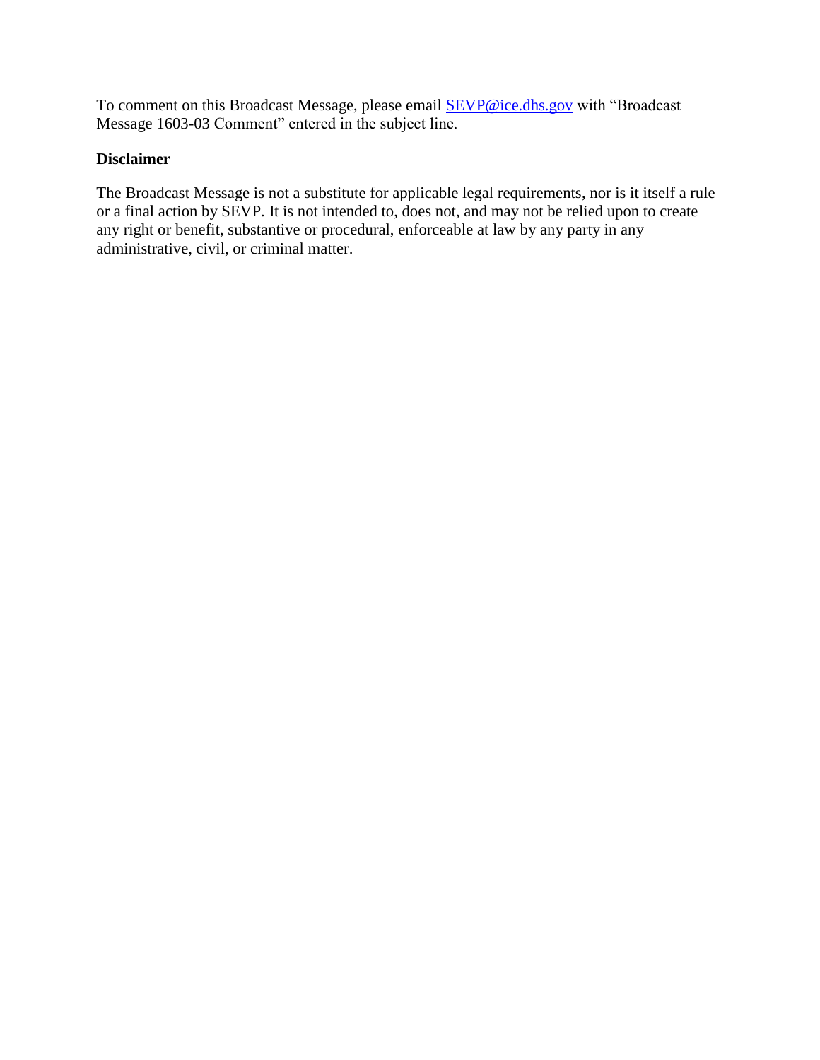To comment on this Broadcast Message, please email [SEVP@ice.dhs.gov](mailto:SEVP@ice.dhs.gov) with "Broadcast Message 1603-03 Comment" entered in the subject line.

**Disclaimer**

The Broadcast Message is not a substitute for applicable legal requirements, nor is it itself a rule or a final action by SEVP. It is not intended to, does not, and may not be relied upon to create any right or benefit, substantive or procedural, enforceable at law by any party in any administrative, civil, or criminal matter.